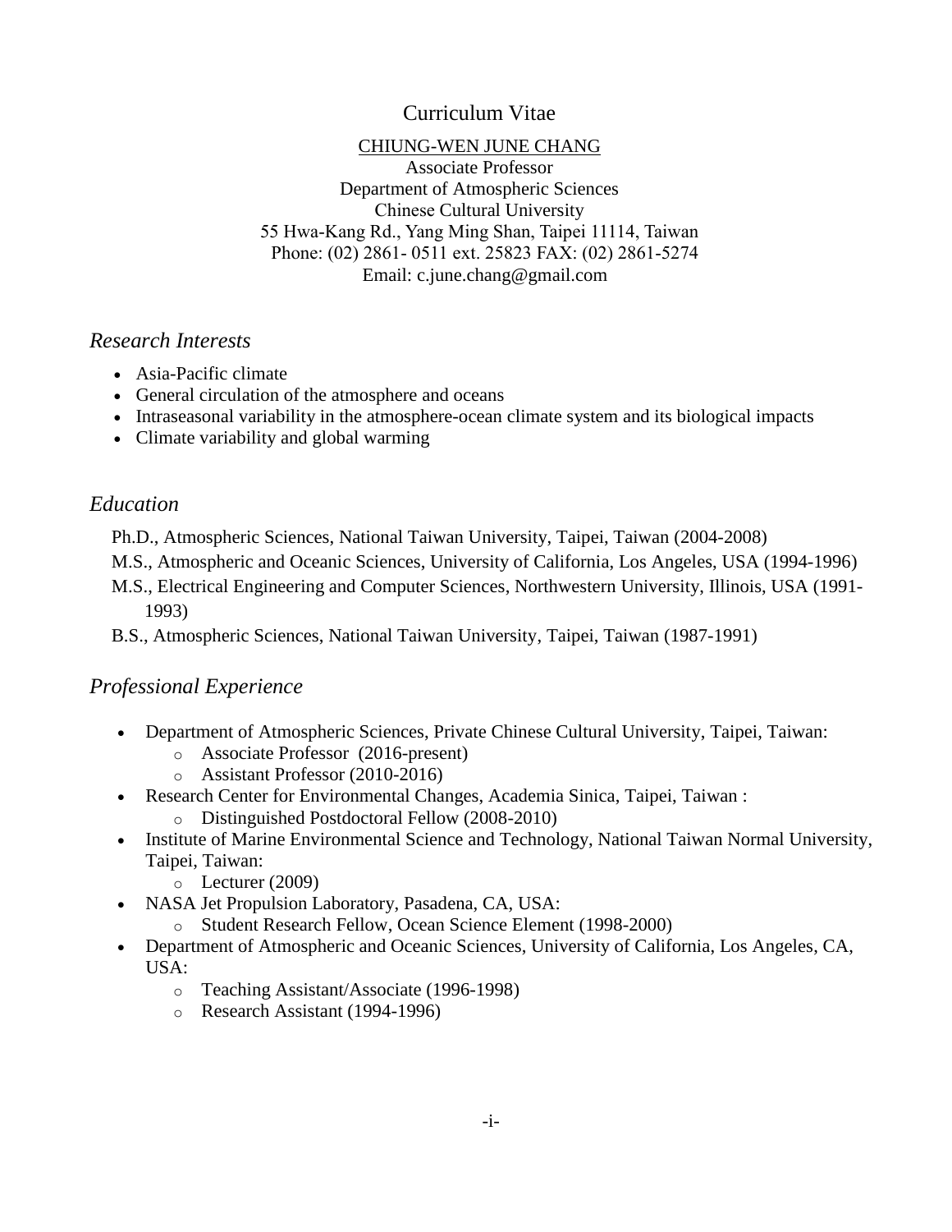# Curriculum Vitae

CHIUNG-WEN JUNE CHANG
Associate Professor
Department of Atmospheric Sciences
Chinese Cultural University
55 Hwa-Kang Rd., Yang Ming Shan, Taipei 11114, Taiwan
Phone: (02) 2861- 0511 ext. 25823 FAX: (02) 2861-5274
Email: c.june.chang@gmail.com

## *Research Interests*

- Asia-Pacific climate
- General circulation of the atmosphere and oceans
- Intraseasonal variability in the atmosphere-ocean climate system and its biological impacts
- Climate variability and global warming

## *Education*

Ph.D., Atmospheric Sciences, National Taiwan University, Taipei, Taiwan (2004-2008)

M.S., Atmospheric and Oceanic Sciences, University of California, Los Angeles, USA (1994-1996)

M.S., Electrical Engineering and Computer Sciences, Northwestern University, Illinois, USA (1991-1993)

B.S., Atmospheric Sciences, National Taiwan University, Taipei, Taiwan (1987-1991)

## *Professional Experience*

- Department of Atmospheric Sciences, Private Chinese Cultural University, Taipei, Taiwan:
  - Associate Professor (2016-present)
  - Assistant Professor (2010-2016)
- Research Center for Environmental Changes, Academia Sinica, Taipei, Taiwan :
  - Distinguished Postdoctoral Fellow (2008-2010)
- Institute of Marine Environmental Science and Technology, National Taiwan Normal University, Taipei, Taiwan:
  - Lecturer (2009)
- NASA Jet Propulsion Laboratory, Pasadena, CA, USA:
  - Student Research Fellow, Ocean Science Element (1998-2000)
- Department of Atmospheric and Oceanic Sciences, University of California, Los Angeles, CA, USA:
  - Teaching Assistant/Associate (1996-1998)
  - Research Assistant (1994-1996)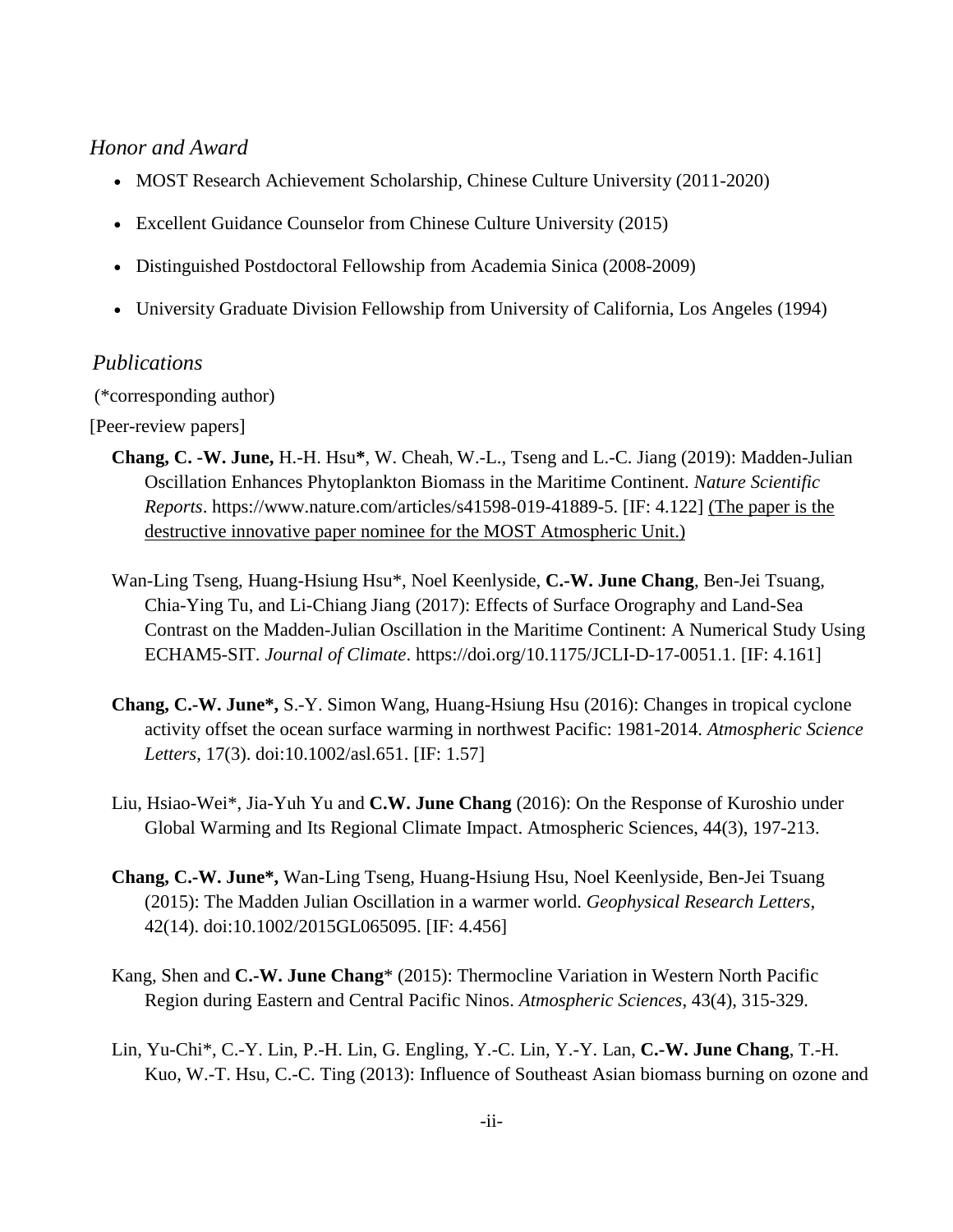## *Honor and Award*

- MOST Research Achievement Scholarship, Chinese Culture University (2011-2020)
- Excellent Guidance Counselor from Chinese Culture University (2015)
- Distinguished Postdoctoral Fellowship from Academia Sinica (2008-2009)
- University Graduate Division Fellowship from University of California, Los Angeles (1994)

## *Publications*

(*corresponding author)

[Peer-review papers]

**Chang, C. -W. June,** H.-H. Hsu**\***, W. Cheah, W.-L., Tseng and L.-C. Jiang (2019): Madden-Julian Oscillation Enhances Phytoplankton Biomass in the Maritime Continent. *Nature Scientific Reports*. https://www.nature.com/articles/s41598-019-41889-5. [IF: 4.122] <u>(The paper is the destructive innovative paper nominee for the MOST Atmospheric Unit.)</u>

Wan-Ling Tseng, Huang-Hsiung Hsu*, Noel Keenlyside, **C.-W. June Chang**, Ben-Jei Tsuang, Chia-Ying Tu, and Li-Chiang Jiang (2017): Effects of Surface Orography and Land-Sea Contrast on the Madden-Julian Oscillation in the Maritime Continent: A Numerical Study Using ECHAM5-SIT. *Journal of Climate*. https://doi.org/10.1175/JCLI-D-17-0051.1. [IF: 4.161]

**Chang, C.-W. June\*,** S.-Y. Simon Wang, Huang-Hsiung Hsu (2016): Changes in tropical cyclone activity offset the ocean surface warming in northwest Pacific: 1981-2014. *Atmospheric Science Letters*, 17(3). doi:10.1002/asl.651. [IF: 1.57]

Liu, Hsiao-Wei*, Jia-Yuh Yu and **C.W. June Chang** (2016): On the Response of Kuroshio under Global Warming and Its Regional Climate Impact. Atmospheric Sciences, 44(3), 197-213.

**Chang, C.-W. June\*,** Wan-Ling Tseng, Huang-Hsiung Hsu, Noel Keenlyside, Ben-Jei Tsuang (2015): The Madden Julian Oscillation in a warmer world. *Geophysical Research Letters*, 42(14). doi:10.1002/2015GL065095. [IF: 4.456]

Kang, Shen and **C.-W. June Chang*** (2015): Thermocline Variation in Western North Pacific Region during Eastern and Central Pacific Ninos. *Atmospheric Sciences*, 43(4), 315-329.

Lin, Yu-Chi*, C.-Y. Lin, P.-H. Lin, G. Engling, Y.-C. Lin, Y.-Y. Lan, **C.-W. June Chang**, T.-H. Kuo, W.-T. Hsu, C.-C. Ting (2013): Influence of Southeast Asian biomass burning on ozone and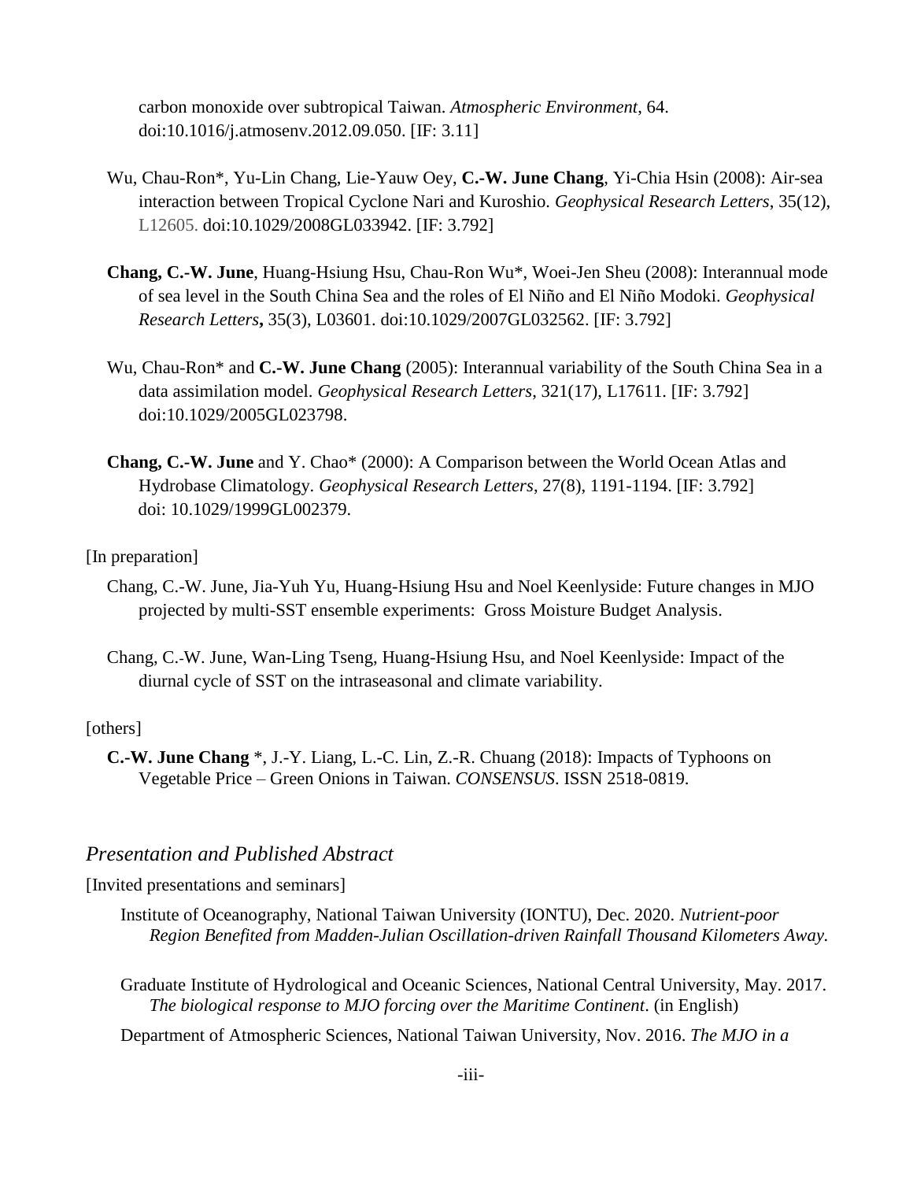carbon monoxide over subtropical Taiwan. *Atmospheric Environment*, 64. doi:10.1016/j.atmosenv.2012.09.050. [IF: 3.11]

Wu, Chau-Ron*, Yu-Lin Chang, Lie-Yauw Oey, **C.-W. June Chang**, Yi-Chia Hsin (2008): Air-sea interaction between Tropical Cyclone Nari and Kuroshio. *Geophysical Research Letters*, 35(12), L12605. doi:10.1029/2008GL033942. [IF: 3.792]

**Chang, C.-W. June**, Huang-Hsiung Hsu, Chau-Ron Wu*, Woei-Jen Sheu (2008): Interannual mode of sea level in the South China Sea and the roles of El Niño and El Niño Modoki. *Geophysical Research Letters*, 35(3), L03601. doi:10.1029/2007GL032562. [IF: 3.792]

Wu, Chau-Ron* and **C.-W. June Chang** (2005): Interannual variability of the South China Sea in a data assimilation model. *Geophysical Research Letters*, 321(17), L17611. [IF: 3.792] doi:10.1029/2005GL023798.

**Chang, C.-W. June** and Y. Chao* (2000): A Comparison between the World Ocean Atlas and Hydrobase Climatology. *Geophysical Research Letters*, 27(8), 1191-1194. [IF: 3.792] doi: 10.1029/1999GL002379.

[In preparation]

Chang, C.-W. June, Jia-Yuh Yu, Huang-Hsiung Hsu and Noel Keenlyside: Future changes in MJO projected by multi-SST ensemble experiments: Gross Moisture Budget Analysis.

Chang, C.-W. June, Wan-Ling Tseng, Huang-Hsiung Hsu, and Noel Keenlyside: Impact of the diurnal cycle of SST on the intraseasonal and climate variability.

[others]

**C.-W. June Chang** *, J.-Y. Liang, L.-C. Lin, Z.-R. Chuang (2018): Impacts of Typhoons on Vegetable Price – Green Onions in Taiwan. *CONSENSUS*. ISSN 2518-0819.

## *Presentation and Published Abstract*

[Invited presentations and seminars]

Institute of Oceanography, National Taiwan University (IONTU), Dec. 2020. *Nutrient-poor Region Benefited from Madden-Julian Oscillation-driven Rainfall Thousand Kilometers Away.*

Graduate Institute of Hydrological and Oceanic Sciences, National Central University, May. 2017. *The biological response to MJO forcing over the Maritime Continent*. (in English)

Department of Atmospheric Sciences, National Taiwan University, Nov. 2016. *The MJO in a*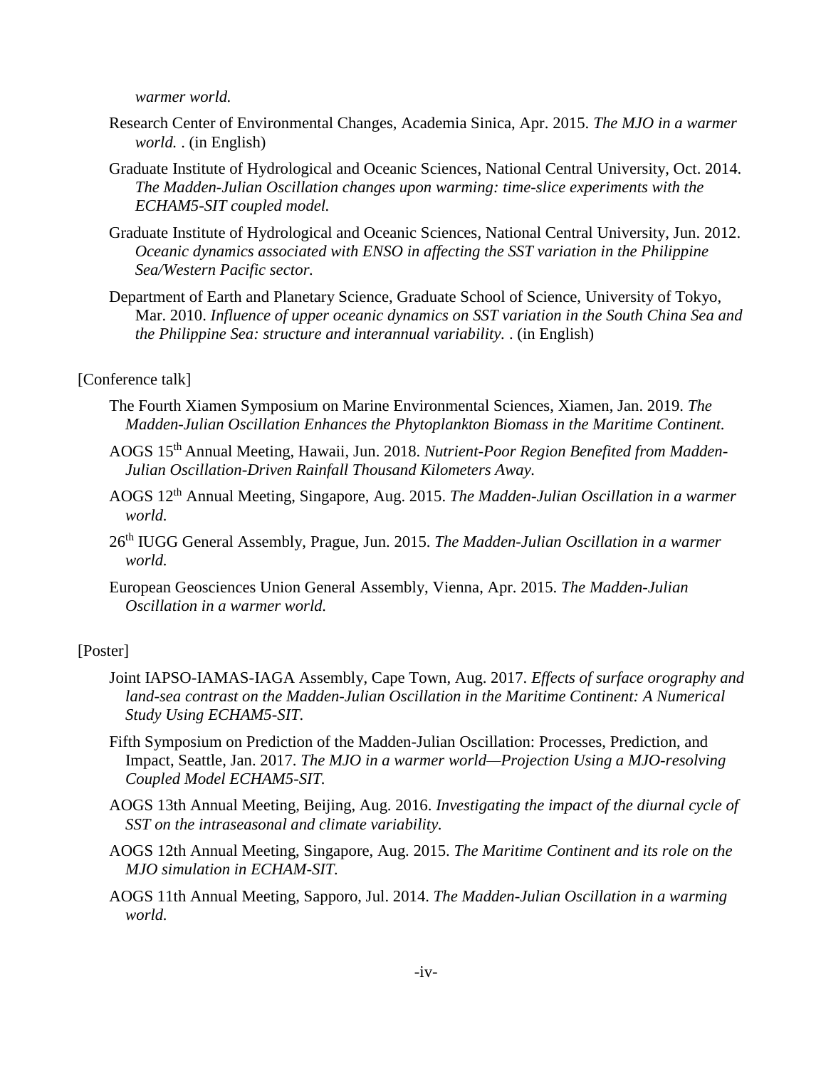*warmer world.*

Research Center of Environmental Changes, Academia Sinica, Apr. 2015. *The MJO in a warmer world.* . (in English)

Graduate Institute of Hydrological and Oceanic Sciences, National Central University, Oct. 2014. *The Madden-Julian Oscillation changes upon warming: time-slice experiments with the ECHAM5-SIT coupled model.*

Graduate Institute of Hydrological and Oceanic Sciences, National Central University, Jun. 2012. *Oceanic dynamics associated with ENSO in affecting the SST variation in the Philippine Sea/Western Pacific sector.*

Department of Earth and Planetary Science, Graduate School of Science, University of Tokyo, Mar. 2010. *Influence of upper oceanic dynamics on SST variation in the South China Sea and the Philippine Sea: structure and interannual variability.* . (in English)

[Conference talk]

The Fourth Xiamen Symposium on Marine Environmental Sciences, Xiamen, Jan. 2019. *The Madden-Julian Oscillation Enhances the Phytoplankton Biomass in the Maritime Continent.*

AOGS 15th Annual Meeting, Hawaii, Jun. 2018. *Nutrient-Poor Region Benefited from Madden-Julian Oscillation-Driven Rainfall Thousand Kilometers Away.*

AOGS 12th Annual Meeting, Singapore, Aug. 2015. *The Madden-Julian Oscillation in a warmer world.*

26th IUGG General Assembly, Prague, Jun. 2015. *The Madden-Julian Oscillation in a warmer world.*

European Geosciences Union General Assembly, Vienna, Apr. 2015. *The Madden-Julian Oscillation in a warmer world.*

[Poster]

Joint IAPSO-IAMAS-IAGA Assembly, Cape Town, Aug. 2017. *Effects of surface orography and land-sea contrast on the Madden-Julian Oscillation in the Maritime Continent: A Numerical Study Using ECHAM5-SIT.*

Fifth Symposium on Prediction of the Madden-Julian Oscillation: Processes, Prediction, and Impact, Seattle, Jan. 2017. *The MJO in a warmer world—Projection Using a MJO-resolving Coupled Model ECHAM5-SIT.*

AOGS 13th Annual Meeting, Beijing, Aug. 2016. *Investigating the impact of the diurnal cycle of SST on the intraseasonal and climate variability.*

AOGS 12th Annual Meeting, Singapore, Aug. 2015. *The Maritime Continent and its role on the MJO simulation in ECHAM-SIT.*

AOGS 11th Annual Meeting, Sapporo, Jul. 2014. *The Madden-Julian Oscillation in a warming world.*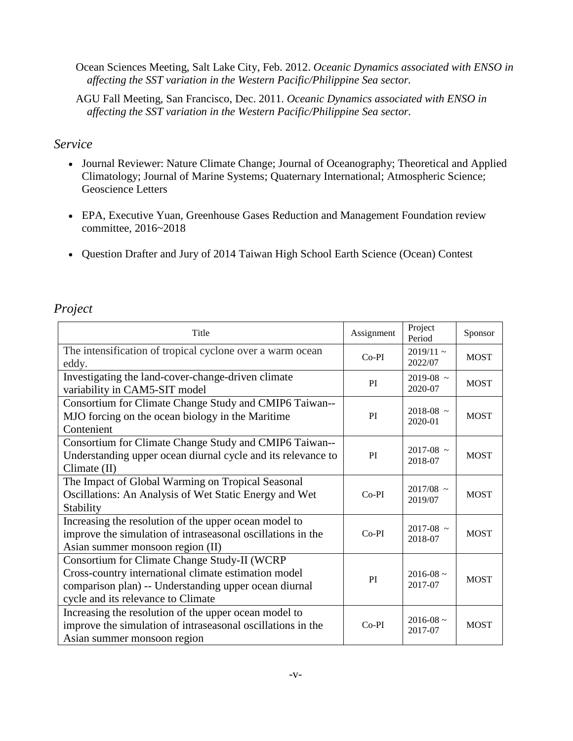Ocean Sciences Meeting, Salt Lake City, Feb. 2012. *Oceanic Dynamics associated with ENSO in affecting the SST variation in the Western Pacific/Philippine Sea sector.*

AGU Fall Meeting, San Francisco, Dec. 2011. *Oceanic Dynamics associated with ENSO in affecting the SST variation in the Western Pacific/Philippine Sea sector.*

## *Service*

- Journal Reviewer: Nature Climate Change; Journal of Oceanography; Theoretical and Applied Climatology; Journal of Marine Systems; Quaternary International; Atmospheric Science; Geoscience Letters

- EPA, Executive Yuan, Greenhouse Gases Reduction and Management Foundation review committee, 2016~2018

- Question Drafter and Jury of 2014 Taiwan High School Earth Science (Ocean) Contest

## *Project*

| Title | Assignment | Project Period | Sponsor |
|---|---|---|---|
| The intensification of tropical cyclone over a warm ocean eddy. | Co-PI | 2019/11 ~ 2022/07 | MOST |
| Investigating the land-cover-change-driven climate variability in CAM5-SIT model | PI | 2019-08 ~ 2020-07 | MOST |
| Consortium for Climate Change Study and CMIP6 Taiwan-- MJO forcing on the ocean biology in the Maritime Contenient | PI | 2018-08 ~ 2020-01 | MOST |
| Consortium for Climate Change Study and CMIP6 Taiwan-- Understanding upper ocean diurnal cycle and its relevance to Climate (II) | PI | 2017-08 ~ 2018-07 | MOST |
| The Impact of Global Warming on Tropical Seasonal Oscillations: An Analysis of Wet Static Energy and Wet Stability | Co-PI | 2017/08 ~ 2019/07 | MOST |
| Increasing the resolution of the upper ocean model to improve the simulation of intraseasonal oscillations in the Asian summer monsoon region (II) | Co-PI | 2017-08 ~ 2018-07 | MOST |
| Consortium for Climate Change Study-II (WCRP Cross-country international climate estimation model comparison plan) -- Understanding upper ocean diurnal cycle and its relevance to Climate | PI | 2016-08 ~ 2017-07 | MOST |
| Increasing the resolution of the upper ocean model to improve the simulation of intraseasonal oscillations in the Asian summer monsoon region | Co-PI | 2016-08 ~ 2017-07 | MOST |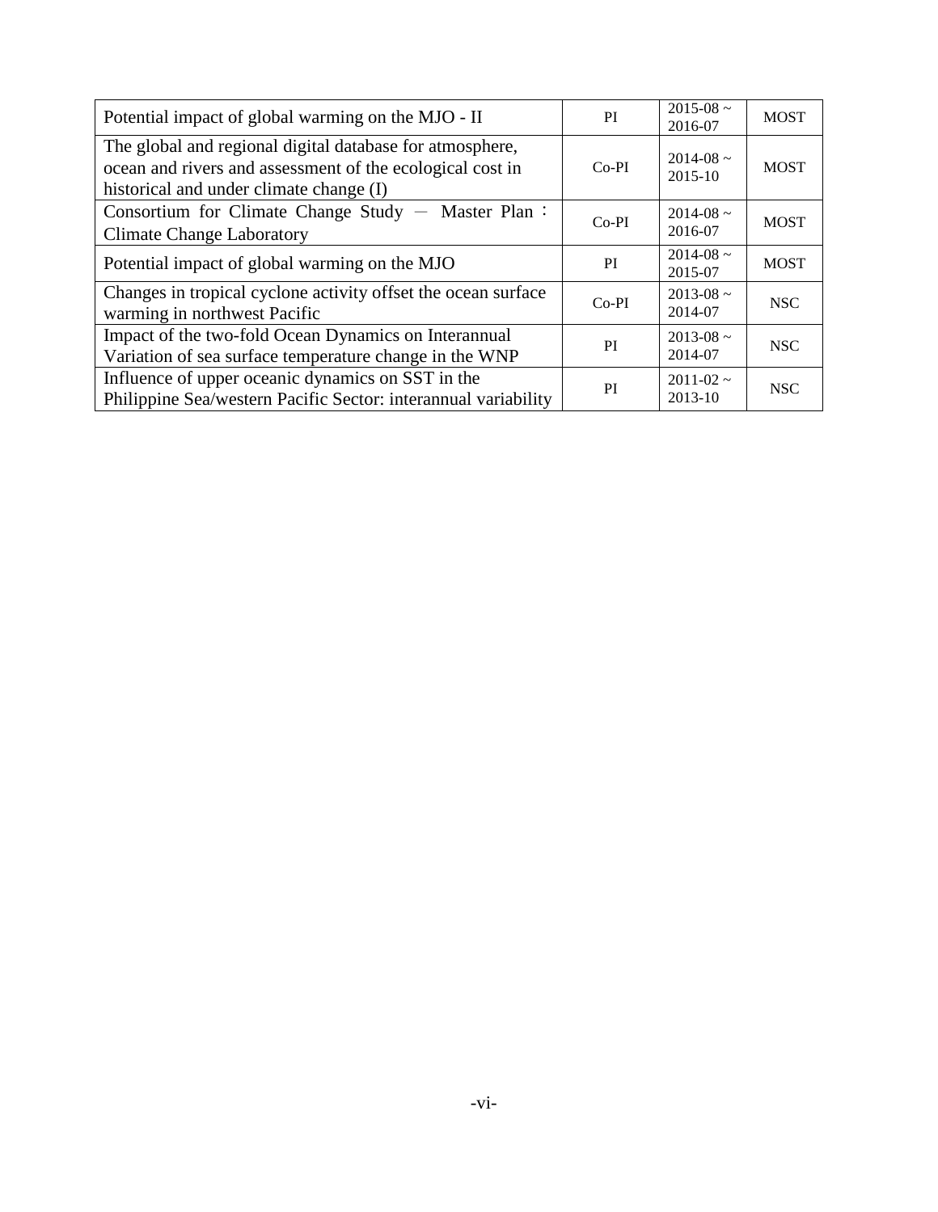| | | | |
|---|---|---|---|
| Potential impact of global warming on the MJO - II | PI | 2015-08 ~ 2016-07 | MOST |
| The global and regional digital database for atmosphere, ocean and rivers and assessment of the ecological cost in historical and under climate change (I) | Co-PI | 2014-08 ~ 2015-10 | MOST |
| Consortium for Climate Change Study － Master Plan： Climate Change Laboratory | Co-PI | 2014-08 ~ 2016-07 | MOST |
| Potential impact of global warming on the MJO | PI | 2014-08 ~ 2015-07 | MOST |
| Changes in tropical cyclone activity offset the ocean surface warming in northwest Pacific | Co-PI | 2013-08 ~ 2014-07 | NSC |
| Impact of the two-fold Ocean Dynamics on Interannual Variation of sea surface temperature change in the WNP | PI | 2013-08 ~ 2014-07 | NSC |
| Influence of upper oceanic dynamics on SST in the Philippine Sea/western Pacific Sector: interannual variability | PI | 2011-02 ~ 2013-10 | NSC |